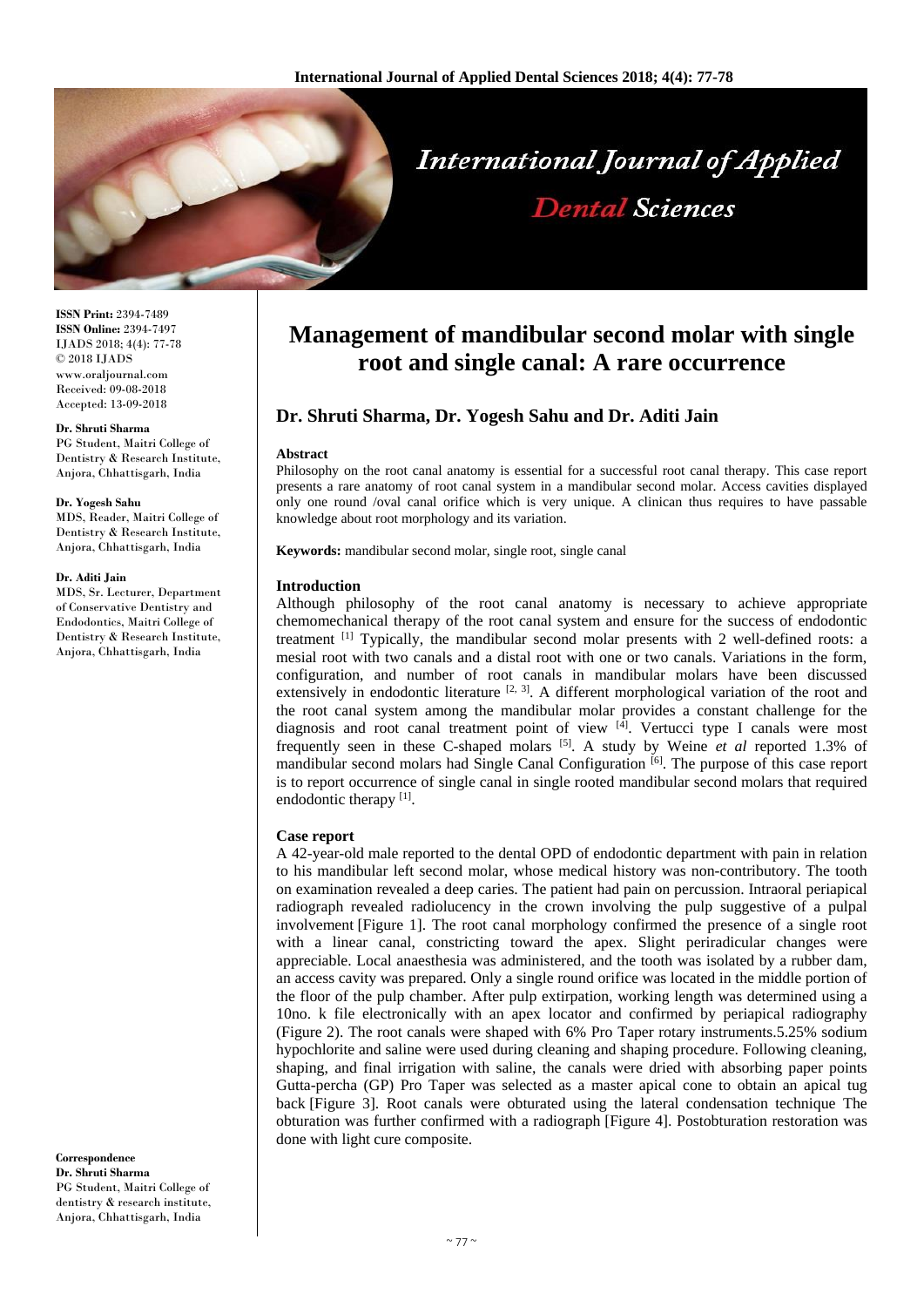# Management of mandibular second molar with single root and single canal: A rare occurrence

**Dr. Shruti Sharma, Dr. Yogesh Sahu and Dr. Aditi Jain**

**ISSN Print:** 2394-7489
**ISSN Online:** 2394-7497
IJADS 2018; 4(4): 77-78
© 2018 IJADS
www.oraljournal.com
Received: 09-08-2018
Accepted: 13-09-2018

**Dr. Shruti Sharma**
PG Student, Maitri College of Dentistry & Research Institute, Anjora, Chhattisgarh, India

**Dr. Yogesh Sahu**
MDS, Reader, Maitri College of Dentistry & Research Institute, Anjora, Chhattisgarh, India

**Dr. Aditi Jain**
MDS, Sr. Lecturer, Department of Conservative Dentistry and Endodontics, Maitri College of Dentistry & Research Institute, Anjora, Chhattisgarh, India

**Correspondence**
**Dr. Shruti Sharma**
PG Student, Maitri College of dentistry & research institute, Anjora, Chhattisgarh, India

#### Abstract

Philosophy on the root canal anatomy is essential for a successful root canal therapy. This case report presents a rare anatomy of root canal system in a mandibular second molar. Access cavities displayed only one round /oval canal orifice which is very unique. A clinican thus requires to have passable knowledge about root morphology and its variation.

**Keywords:** mandibular second molar, single root, single canal

#### Introduction

Although philosophy of the root canal anatomy is necessary to achieve appropriate chemomechanical therapy of the root canal system and ensure for the success of endodontic treatment [1] Typically, the mandibular second molar presents with 2 well-defined roots: a mesial root with two canals and a distal root with one or two canals. Variations in the form, configuration, and number of root canals in mandibular molars have been discussed extensively in endodontic literature [2, 3]. A different morphological variation of the root and the root canal system among the mandibular molar provides a constant challenge for the diagnosis and root canal treatment point of view [4]. Vertucci type I canals were most frequently seen in these C-shaped molars [5]. A study by Weine *et al* reported 1.3% of mandibular second molars had Single Canal Configuration [6]. The purpose of this case report is to report occurrence of single canal in single rooted mandibular second molars that required endodontic therapy [1].

#### Case report

A 42-year-old male reported to the dental OPD of endodontic department with pain in relation to his mandibular left second molar, whose medical history was non-contributory. The tooth on examination revealed a deep caries. The patient had pain on percussion. Intraoral periapical radiograph revealed radiolucency in the crown involving the pulp suggestive of a pulpal involvement [Figure 1]. The root canal morphology confirmed the presence of a single root with a linear canal, constricting toward the apex. Slight periradicular changes were appreciable. Local anaesthesia was administered, and the tooth was isolated by a rubber dam, an access cavity was prepared. Only a single round orifice was located in the middle portion of the floor of the pulp chamber. After pulp extirpation, working length was determined using a 10no. k file electronically with an apex locator and confirmed by periapical radiography (Figure 2). The root canals were shaped with 6% Pro Taper rotary instruments.5.25% sodium hypochlorite and saline were used during cleaning and shaping procedure. Following cleaning, shaping, and final irrigation with saline, the canals were dried with absorbing paper points Gutta-percha (GP) Pro Taper was selected as a master apical cone to obtain an apical tug back [Figure 3]. Root canals were obturated using the lateral condensation technique The obturation was further confirmed with a radiograph [Figure 4]. Postobturation restoration was done with light cure composite.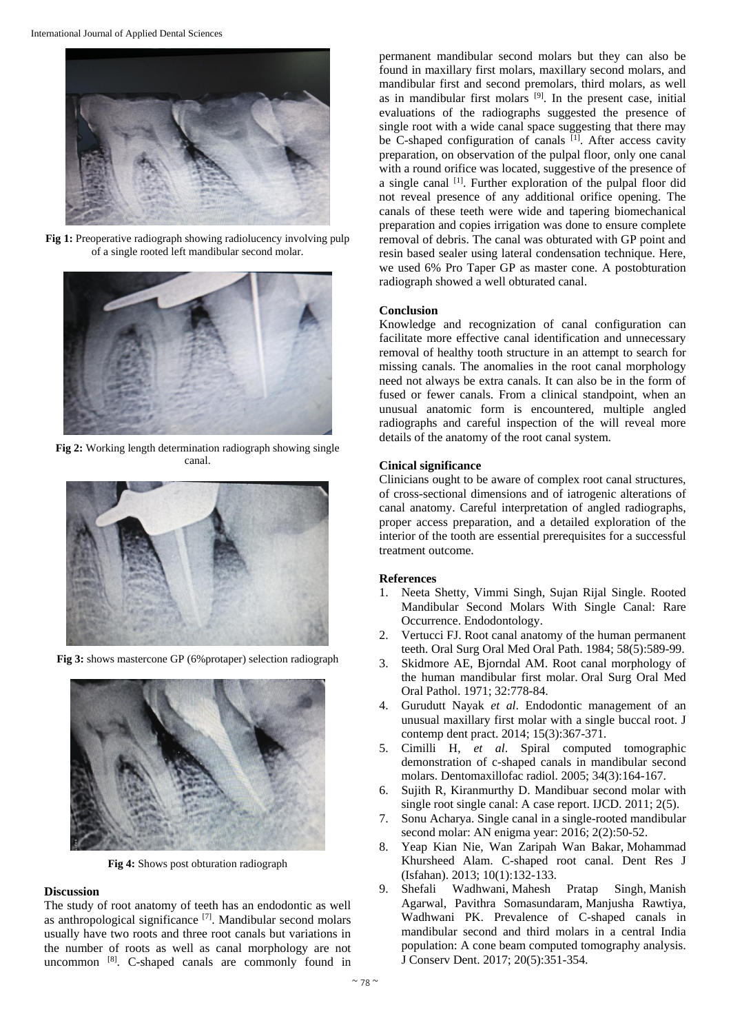Fig 1: Preoperative radiograph showing radiolucency involving pulp of a single rooted left mandibular second molar.

Fig 2: Working length determination radiograph showing single canal.

Fig 3: shows mastercone GP (6%protaper) selection radiograph

Fig 4: Shows post obturation radiograph

## Discussion

The study of root anatomy of teeth has an endodontic as well as anthropological significance [7]. Mandibular second molars usually have two roots and three root canals but variations in the number of roots as well as canal morphology are not uncommon [8]. C-shaped canals are commonly found in permanent mandibular second molars but they can also be found in maxillary first molars, maxillary second molars, and mandibular first and second premolars, third molars, as well as in mandibular first molars [9]. In the present case, initial evaluations of the radiographs suggested the presence of single root with a wide canal space suggesting that there may be C-shaped configuration of canals [1]. After access cavity preparation, on observation of the pulpal floor, only one canal with a round orifice was located, suggestive of the presence of a single canal [1]. Further exploration of the pulpal floor did not reveal presence of any additional orifice opening. The canals of these teeth were wide and tapering biomechanical preparation and copies irrigation was done to ensure complete removal of debris. The canal was obturated with GP point and resin based sealer using lateral condensation technique. Here, we used 6% Pro Taper GP as master cone. A postobturation radiograph showed a well obturated canal.

## Conclusion

Knowledge and recognization of canal configuration can facilitate more effective canal identification and unnecessary removal of healthy tooth structure in an attempt to search for missing canals. The anomalies in the root canal morphology need not always be extra canals. It can also be in the form of fused or fewer canals. From a clinical standpoint, when an unusual anatomic form is encountered, multiple angled radiographs and careful inspection of the will reveal more details of the anatomy of the root canal system.

## Cinical significance

Clinicians ought to be aware of complex root canal structures, of cross-sectional dimensions and of iatrogenic alterations of canal anatomy. Careful interpretation of angled radiographs, proper access preparation, and a detailed exploration of the interior of the tooth are essential prerequisites for a successful treatment outcome.

## References

1. Neeta Shetty, Vimmi Singh, Sujan Rijal Single. Rooted Mandibular Second Molars With Single Canal: Rare Occurrence. Endodontology.
2. Vertucci FJ. Root canal anatomy of the human permanent teeth. Oral Surg Oral Med Oral Path. 1984; 58(5):589-99.
3. Skidmore AE, Bjorndal AM. Root canal morphology of the human mandibular first molar. Oral Surg Oral Med Oral Pathol. 1971; 32:778-84.
4. Gurudutt Nayak *et al*. Endodontic management of an unusual maxillary first molar with a single buccal root. J contemp dent pract. 2014; 15(3):367-371.
5. Cimilli H, *et al*. Spiral computed tomographic demonstration of c-shaped canals in mandibular second molars. Dentomaxillofac radiol. 2005; 34(3):164-167.
6. Sujith R, Kiranmurthy D. Mandibuar second molar with single root single canal: A case report. IJCD. 2011; 2(5).
7. Sonu Acharya. Single canal in a single-rooted mandibular second molar: AN enigma year: 2016; 2(2):50-52.
8. Yeap Kian Nie, Wan Zaripah Wan Bakar, Mohammad Khursheed Alam. C-shaped root canal. Dent Res J (Isfahan). 2013; 10(1):132-133.
9. Shefali Wadhwani, Mahesh Pratap Singh, Manish Agarwal, Pavithra Somasundaram, Manjusha Rawtiya, Wadhwani PK. Prevalence of C-shaped canals in mandibular second and third molars in a central India population: A cone beam computed tomography analysis. J Conserv Dent. 2017; 20(5):351-354.